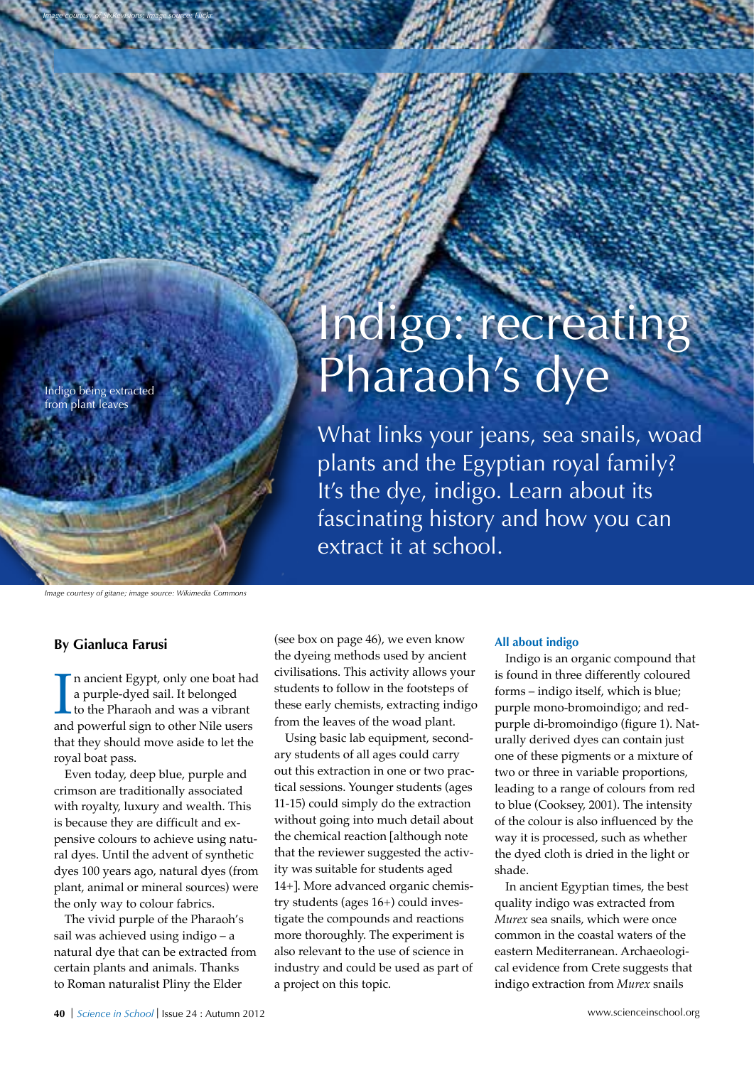Image courtesy of SixRevisions; image source: Flickr

# Indigo: recreating Pharaoh's dye

Indigo being extracted from plant leaves

What links your jeans, sea snails, woad plants and the Egyptian royal family? It's the dye, indigo. Learn about its fascinating history and how you can extract it at school.

Image courtesy of gitane; image source: Wikimedia Commons

**By Gianluca Farusi**

In ancient Egypt, only one boat had a purple-dyed sail. It belonged to the Pharaoh and was a vibrant and powerful sign to other Nile users that they should move aside to let the royal boat pass.

Even today, deep blue, purple and crimson are traditionally associated with royalty, luxury and wealth. This is because they are difficult and expensive colours to achieve using natural dyes. Until the advent of synthetic dyes 100 years ago, natural dyes (from plant, animal or mineral sources) were the only way to colour fabrics.

The vivid purple of the Pharaoh's sail was achieved using indigo – a natural dye that can be extracted from certain plants and animals. Thanks to Roman naturalist Pliny the Elder (see box on page 46), we even know the dyeing methods used by ancient civilisations. This activity allows your students to follow in the footsteps of these early chemists, extracting indigo from the leaves of the woad plant.

Using basic lab equipment, secondary students of all ages could carry out this extraction in one or two practical sessions. Younger students (ages 11-15) could simply do the extraction without going into much detail about the chemical reaction [although note that the reviewer suggested the activity was suitable for students aged 14+]. More advanced organic chemistry students (ages 16+) could investigate the compounds and reactions more thoroughly. The experiment is also relevant to the use of science in industry and could be used as part of a project on this topic.

### All about indigo

Indigo is an organic compound that is found in three differently coloured forms – indigo itself, which is blue; purple mono-bromoindigo; and red-purple di-bromoindigo (figure 1). Naturally derived dyes can contain just one of these pigments or a mixture of two or three in variable proportions, leading to a range of colours from red to blue (Cooksey, 2001). The intensity of the colour is also influenced by the way it is processed, such as whether the dyed cloth is dried in the light or shade.

In ancient Egyptian times, the best quality indigo was extracted from *Murex* sea snails, which were once common in the coastal waters of the eastern Mediterranean. Archaeological evidence from Crete suggests that indigo extraction from *Murex* snails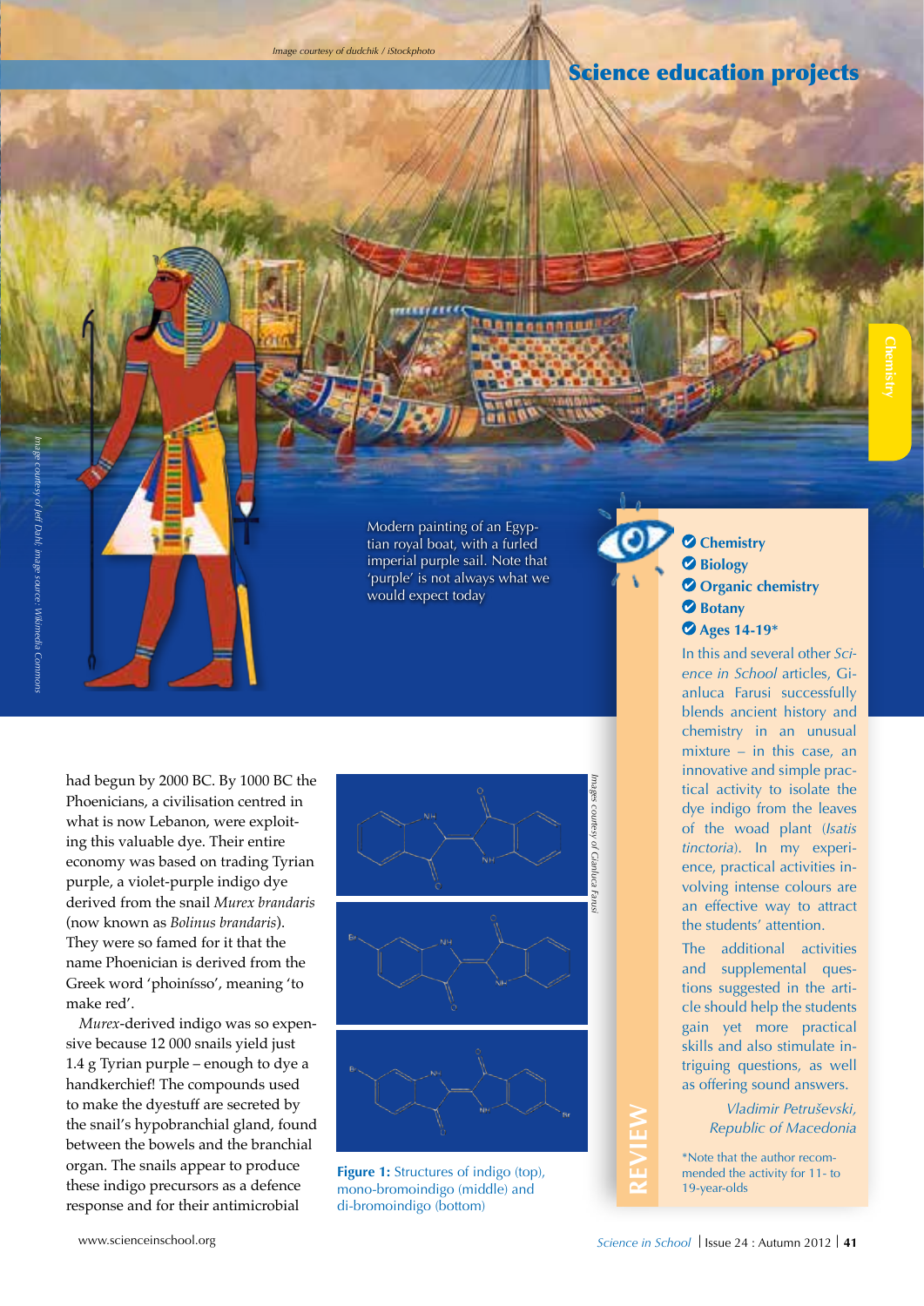Modern painting of an Egyptian royal boat, with a furled imperial purple sail. Note that 'purple' is not always what we would expect today

had begun by 2000 BC. By 1000 BC the Phoenicians, a civilisation centred in what is now Lebanon, were exploiting this valuable dye. Their entire economy was based on trading Tyrian purple, a violet-purple indigo dye derived from the snail *Murex brandaris* (now known as *Bolinus brandaris*). They were so famed for it that the name Phoenician is derived from the Greek word 'phoinísso', meaning 'to make red'.

*Murex*-derived indigo was so expensive because 12 000 snails yield just 1.4 g Tyrian purple – enough to dye a handkerchief! The compounds used to make the dyestuff are secreted by the snail's hypobranchial gland, found between the bowels and the branchial organ. The snails appear to produce these indigo precursors as a defence response and for their antimicrobial

**Figure 1:** Structures of indigo (top), mono-bromoindigo (middle) and di-bromoindigo (bottom)

- **Chemistry**
- **Biology**
- **Organic chemistry**
- **Botany**
- **Ages 14-19***

In this and several other *Science in School* articles, Gianluca Farusi successfully blends ancient history and chemistry in an unusual mixture – in this case, an innovative and simple practical activity to isolate the dye indigo from the leaves of the woad plant (*Isatis tinctoria*). In my experience, practical activities involving intense colours are an effective way to attract the students' attention.

The additional activities and supplemental questions suggested in the article should help the students gain yet more practical skills and also stimulate intriguing questions, as well as offering sound answers.

*Vladimir Petruševski, Republic of Macedonia*

*Note that the author recommended the activity for 11- to 19-year-olds

**REVIEW**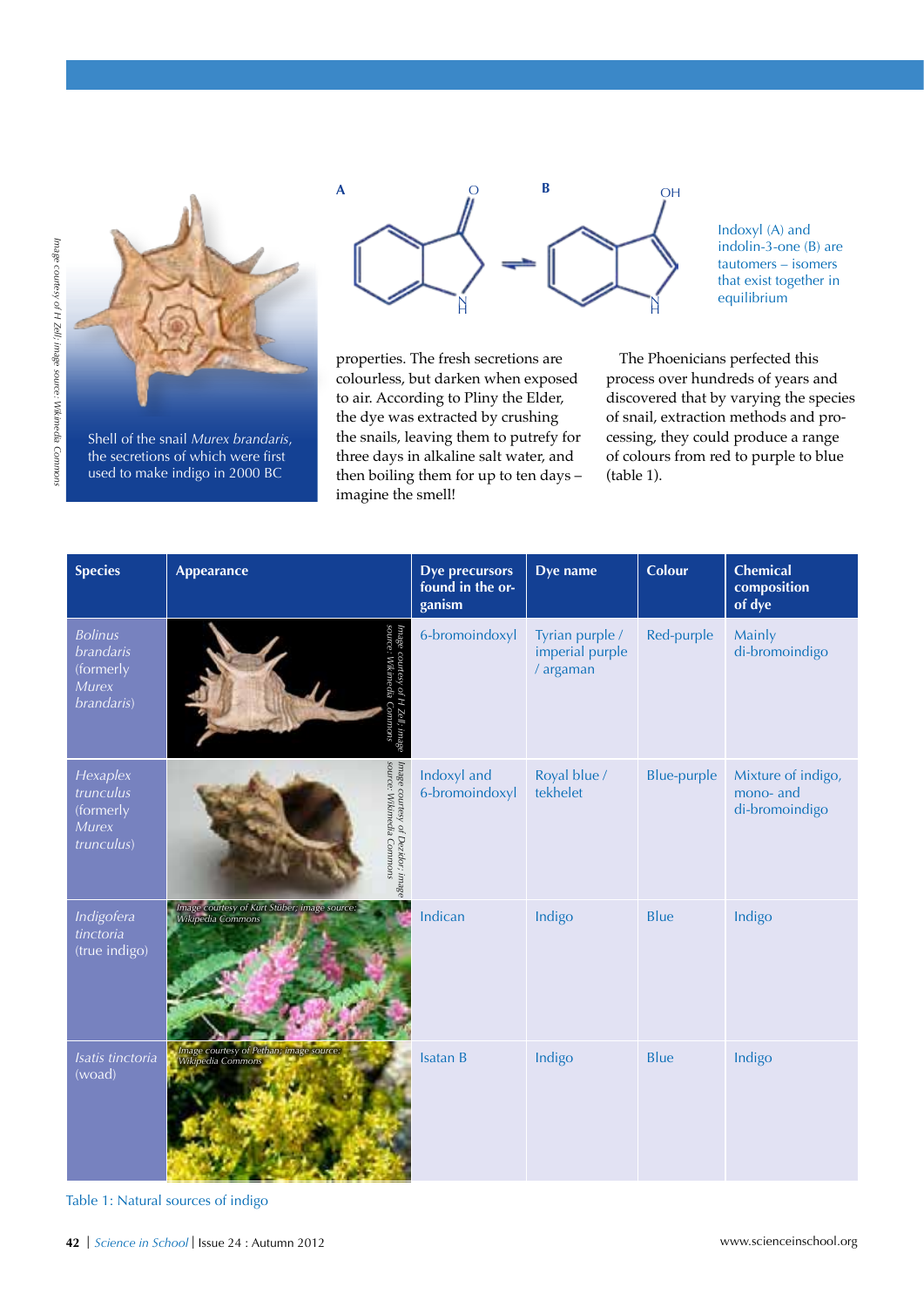Shell of the snail *Murex brandaris*, the secretions of which were first used to make indigo in 2000 BC

Indoxyl (A) and indolin-3-one (B) are tautomers – isomers that exist together in equilibrium

properties. The fresh secretions are colourless, but darken when exposed to air. According to Pliny the Elder, the dye was extracted by crushing the snails, leaving them to putrefy for three days in alkaline salt water, and then boiling them for up to ten days – imagine the smell!

The Phoenicians perfected this process over hundreds of years and discovered that by varying the species of snail, extraction methods and processing, they could produce a range of colours from red to purple to blue (table 1).

| Species | Appearance | Dye precursors found in the organism | Dye name | Colour | Chemical composition of dye |
|---|---|---|---|---|---|
| *Bolinus brandaris* (formerly *Murex brandaris*) | | 6-bromoindoxyl | Tyrian purple / imperial purple / argaman | Red-purple | Mainly di-bromoindigo |
| *Hexaplex trunculus* (formerly *Murex trunculus*) | | Indoxyl and 6-bromoindoxyl | Royal blue / tekhelet | Blue-purple | Mixture of indigo, mono- and di-bromoindigo |
| *Indigofera tinctoria* (true indigo) | | Indican | Indigo | Blue | Indigo |
| *Isatis tinctoria* (woad) | | Isatan B | Indigo | Blue | Indigo |

Table 1: Natural sources of indigo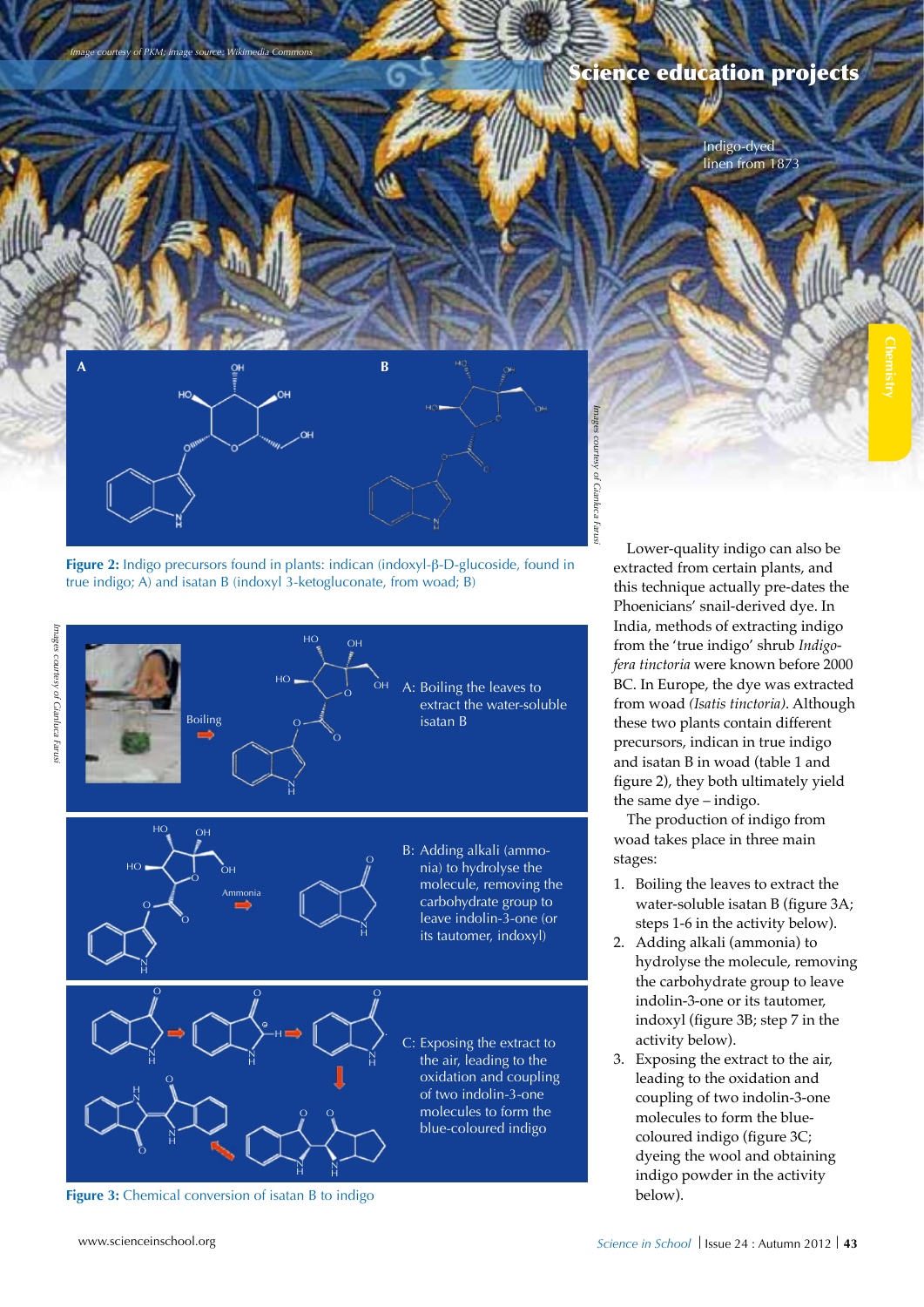Indigo-dyed linen from 1873

**Figure 2:** Indigo precursors found in plants: indican (indoxyl-β-D-glucoside, found in true indigo; A) and isatan B (indoxyl 3-ketogluconate, from woad; B)

A: Boiling the leaves to extract the water-soluble isatan B

B: Adding alkali (ammonia) to hydrolyse the molecule, removing the carbohydrate group to leave indolin-3-one (or its tautomer, indoxyl)

C: Exposing the extract to the air, leading to the oxidation and coupling of two indolin-3-one molecules to form the blue-coloured indigo

**Figure 3:** Chemical conversion of isatan B to indigo

Lower-quality indigo can also be extracted from certain plants, and this technique actually pre-dates the Phoenicians' snail-derived dye. In India, methods of extracting indigo from the 'true indigo' shrub *Indigofera tinctoria* were known before 2000 BC. In Europe, the dye was extracted from woad *(Isatis tinctoria)*. Although these two plants contain different precursors, indican in true indigo and isatan B in woad (table 1 and figure 2), they both ultimately yield the same dye – indigo.

The production of indigo from woad takes place in three main stages:

1. Boiling the leaves to extract the water-soluble isatan B (figure 3A; steps 1-6 in the activity below).
2. Adding alkali (ammonia) to hydrolyse the molecule, removing the carbohydrate group to leave indolin-3-one or its tautomer, indoxyl (figure 3B; step 7 in the activity below).
3. Exposing the extract to the air, leading to the oxidation and coupling of two indolin-3-one molecules to form the blue-coloured indigo (figure 3C; dyeing the wool and obtaining indigo powder in the activity below).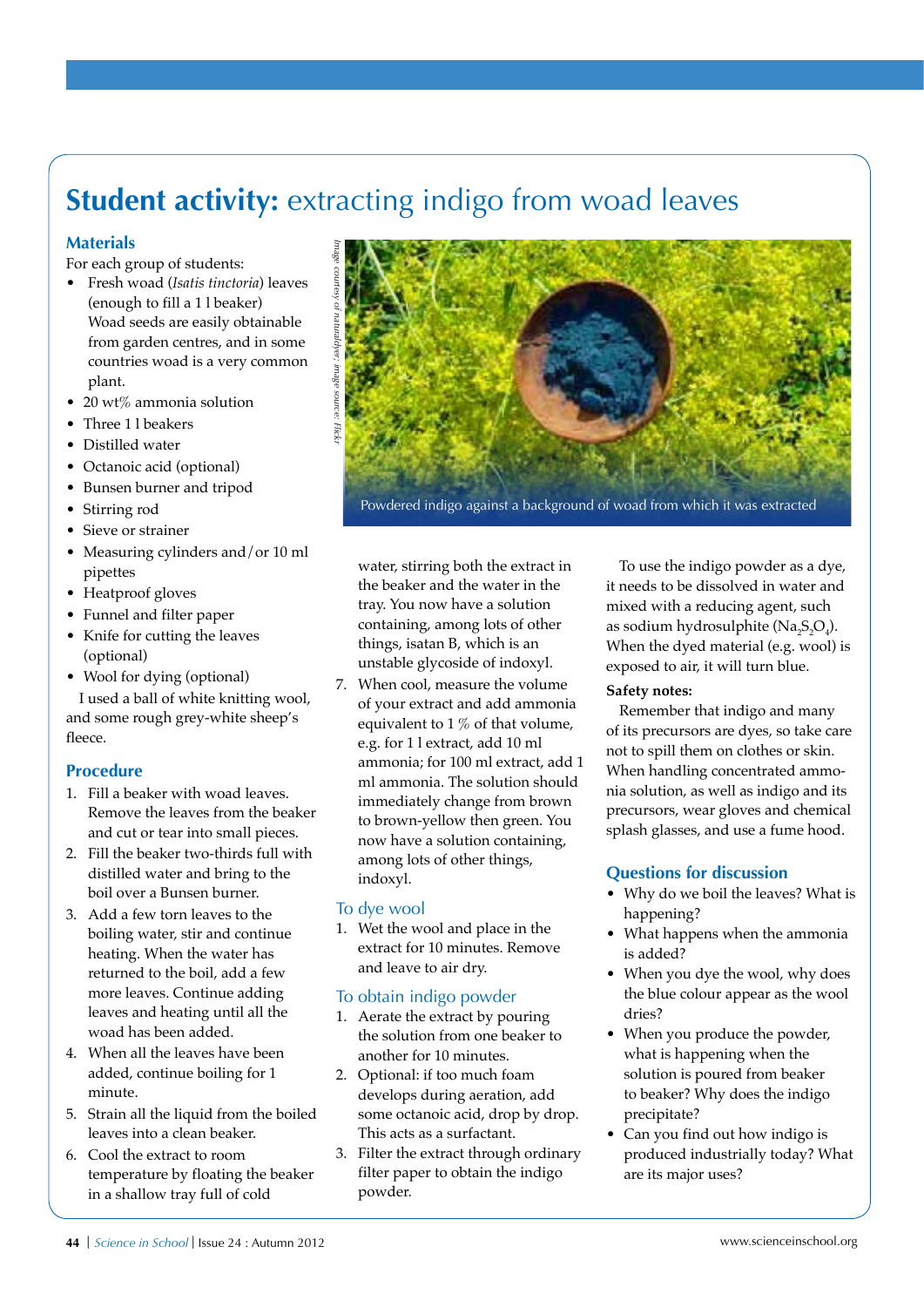# Student activity: extracting indigo from woad leaves

## Materials

For each group of students:

- Fresh woad (*Isatis tinctoria*) leaves (enough to fill a 1 l beaker) Woad seeds are easily obtainable from garden centres, and in some countries woad is a very common plant.
- 20 wt% ammonia solution
- Three 1 l beakers
- Distilled water
- Octanoic acid (optional)
- Bunsen burner and tripod
- Stirring rod
- Sieve or strainer
- Measuring cylinders and/or 10 ml pipettes
- Heatproof gloves
- Funnel and filter paper
- Knife for cutting the leaves (optional)
- Wool for dying (optional)

I used a ball of white knitting wool, and some rough grey-white sheep's fleece.

*Image courtesy of naturaldyer; image source: Flickr*

Powdered indigo against a background of woad from which it was extracted

## Procedure

1. Fill a beaker with woad leaves. Remove the leaves from the beaker and cut or tear into small pieces.
2. Fill the beaker two-thirds full with distilled water and bring to the boil over a Bunsen burner.
3. Add a few torn leaves to the boiling water, stir and continue heating. When the water has returned to the boil, add a few more leaves. Continue adding leaves and heating until all the woad has been added.
4. When all the leaves have been added, continue boiling for 1 minute.
5. Strain all the liquid from the boiled leaves into a clean beaker.
6. Cool the extract to room temperature by floating the beaker in a shallow tray full of cold water, stirring both the extract in the beaker and the water in the tray. You now have a solution containing, among lots of other things, isatan B, which is an unstable glycoside of indoxyl.
7. When cool, measure the volume of your extract and add ammonia equivalent to 1 % of that volume, e.g. for 1 l extract, add 10 ml ammonia; for 100 ml extract, add 1 ml ammonia. The solution should immediately change from brown to brown-yellow then green. You now have a solution containing, among lots of other things, indoxyl.

### To dye wool

1. Wet the wool and place in the extract for 10 minutes. Remove and leave to air dry.

### To obtain indigo powder

1. Aerate the extract by pouring the solution from one beaker to another for 10 minutes.
2. Optional: if too much foam develops during aeration, add some octanoic acid, drop by drop. This acts as a surfactant.
3. Filter the extract through ordinary filter paper to obtain the indigo powder.

To use the indigo powder as a dye, it needs to be dissolved in water and mixed with a reducing agent, such as sodium hydrosulphite ($Na_2S_2O_4$). When the dyed material (e.g. wool) is exposed to air, it will turn blue.

**Safety notes:**

Remember that indigo and many of its precursors are dyes, so take care not to spill them on clothes or skin. When handling concentrated ammonia solution, as well as indigo and its precursors, wear gloves and chemical splash glasses, and use a fume hood.

## Questions for discussion

- Why do we boil the leaves? What is happening?
- What happens when the ammonia is added?
- When you dye the wool, why does the blue colour appear as the wool dries?
- When you produce the powder, what is happening when the solution is poured from beaker to beaker? Why does the indigo precipitate?
- Can you find out how indigo is produced industrially today? What are its major uses?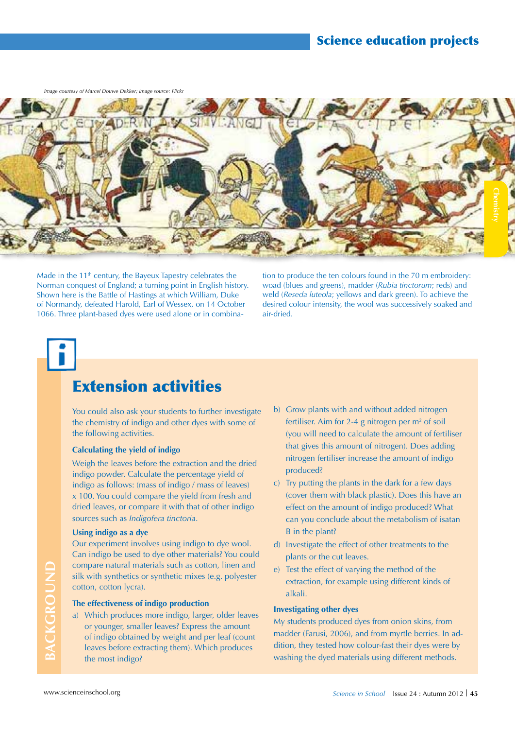Image courtesy of Marcel Douwe Dekker; image source: Flickr

Made in the 11th century, the Bayeux Tapestry celebrates the Norman conquest of England; a turning point in English history. Shown here is the Battle of Hastings at which William, Duke of Normandy, defeated Harold, Earl of Wessex, on 14 October 1066. Three plant-based dyes were used alone or in combination to produce the ten colours found in the 70 m embroidery: woad (blues and greens), madder (*Rubia tinctorum*; reds) and weld (*Reseda luteola*; yellows and dark green). To achieve the desired colour intensity, the wool was successively soaked and air-dried.

## Extension activities

You could also ask your students to further investigate the chemistry of indigo and other dyes with some of the following activities.

**Calculating the yield of indigo**

Weigh the leaves before the extraction and the dried indigo powder. Calculate the percentage yield of indigo as follows: (mass of indigo / mass of leaves) x 100. You could compare the yield from fresh and dried leaves, or compare it with that of other indigo sources such as *Indigofera tinctoria*.

**Using indigo as a dye**

Our experiment involves using indigo to dye wool. Can indigo be used to dye other materials? You could compare natural materials such as cotton, linen and silk with synthetics or synthetic mixes (e.g. polyester cotton, cotton lycra).

**The effectiveness of indigo production**

a) Which produces more indigo, larger, older leaves or younger, smaller leaves? Express the amount of indigo obtained by weight and per leaf (count leaves before extracting them). Which produces the most indigo?

b) Grow plants with and without added nitrogen fertiliser. Aim for 2-4 g nitrogen per $m^2$ of soil (you will need to calculate the amount of fertiliser that gives this amount of nitrogen). Does adding nitrogen fertiliser increase the amount of indigo produced?

c) Try putting the plants in the dark for a few days (cover them with black plastic). Does this have an effect on the amount of indigo produced? What can you conclude about the metabolism of isatan B in the plant?

d) Investigate the effect of other treatments to the plants or the cut leaves.

e) Test the effect of varying the method of the extraction, for example using different kinds of alkali.

**Investigating other dyes**

My students produced dyes from onion skins, from madder (Farusi, 2006), and from myrtle berries. In addition, they tested how colour-fast their dyes were by washing the dyed materials using different methods.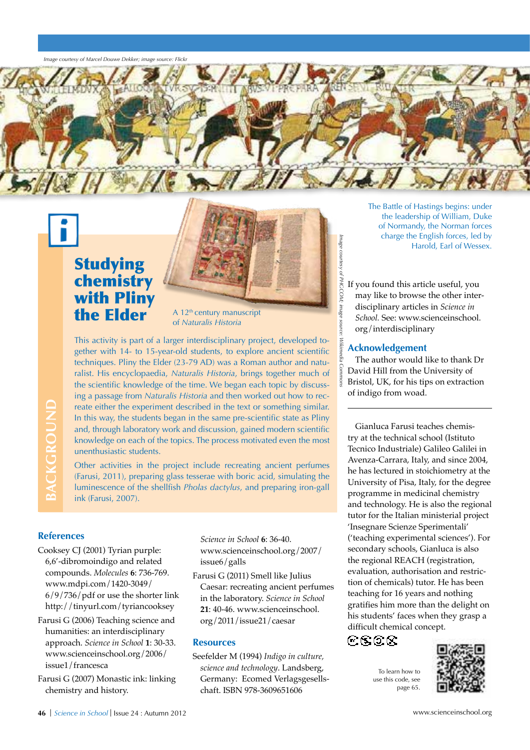*Image courtesy of Marcel Douwe Dekker; image source: Flickr*

The Battle of Hastings begins: under the leadership of William, Duke of Normandy, the Norman forces charge the English forces, led by Harold, Earl of Wessex.

# BACKGROUND

## Studying chemistry with Pliny the Elder

A 12th century manuscript of *Naturalis Historia*

*Image courtesy of PHGCOM; image source: Wikimedia Commons*

This activity is part of a larger interdisciplinary project, developed together with 14- to 15-year-old students, to explore ancient scientific techniques. Pliny the Elder (23-79 AD) was a Roman author and naturalist. His encyclopaedia, *Naturalis Historia*, brings together much of the scientific knowledge of the time. We began each topic by discussing a passage from *Naturalis Historia* and then worked out how to recreate either the experiment described in the text or something similar. In this way, the students began in the same pre-scientific state as Pliny and, through laboratory work and discussion, gained modern scientific knowledge on each of the topics. The process motivated even the most unenthusiastic students.

Other activities in the project include recreating ancient perfumes (Farusi, 2011), preparing glass tesserae with boric acid, simulating the luminescence of the shellfish *Pholas dactylus*, and preparing iron-gall ink (Farusi, 2007).

### References

Cooksey CJ (2001) Tyrian purple: 6,6'-dibromoindigo and related compounds. *Molecules* **6**: 736-769. www.mdpi.com/1420-3049/6/9/736/pdf or use the shorter link http://tinyurl.com/tyriancooksey

Farusi G (2006) Teaching science and humanities: an interdisciplinary approach. *Science in School* **1**: 30-33. www.scienceinschool.org/2006/issue1/francesca

Farusi G (2007) Monastic ink: linking chemistry and history. *Science in School* **6**: 36-40. www.scienceinschool.org/2007/issue6/galls

Farusi G (2011) Smell like Julius Caesar: recreating ancient perfumes in the laboratory. *Science in School* **21**: 40-46. www.scienceinschool.org/2011/issue21/caesar

### Resources

Seefelder M (1994) *Indigo in culture, science and technology*. Landsberg, Germany: Ecomed Verlagsgesellschaft. ISBN 978-3609651606

If you found this article useful, you may like to browse the other interdisciplinary articles in *Science in School*. See: www.scienceinschool.org/interdisciplinary

### Acknowledgement

The author would like to thank Dr David Hill from the University of Bristol, UK, for his tips on extraction of indigo from woad.

Gianluca Farusi teaches chemistry at the technical school (Istituto Tecnico Industriale) Galileo Galilei in Avenza-Carrara, Italy, and since 2004, he has lectured in stoichiometry at the University of Pisa, Italy, for the degree programme in medicinal chemistry and technology. He is also the regional tutor for the Italian ministerial project 'Insegnare Scienze Sperimentali' ('teaching experimental sciences'). For secondary schools, Gianluca is also the regional REACH (registration, evaluation, authorisation and restriction of chemicals) tutor. He has been teaching for 16 years and nothing gratifies him more than the delight on his students' faces when they grasp a difficult chemical concept.

To learn how to use this code, see page 65.